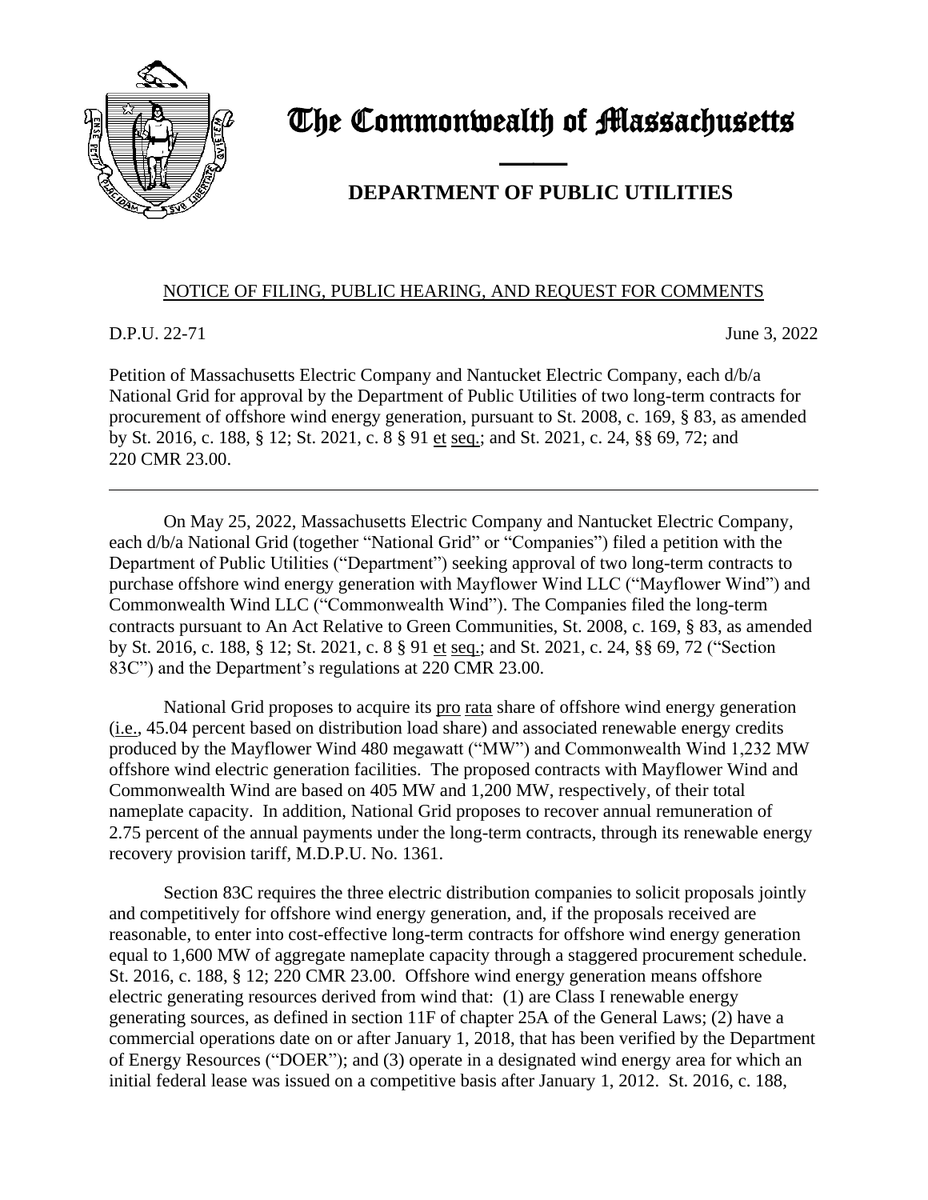# The Commonwealth of Massachusetts

## DEPARTMENT OF PUBLIC UTILITIES

NOTICE OF FILING, PUBLIC HEARING, AND REQUEST FOR COMMENTS

D.P.U. 22-71 June 3, 2022

Petition of Massachusetts Electric Company and Nantucket Electric Company, each d/b/a National Grid for approval by the Department of Public Utilities of two long-term contracts for procurement of offshore wind energy generation, pursuant to St. 2008, c. 169, § 83, as amended by St. 2016, c. 188, § 12; St. 2021, c. 8 § 91 et seq.; and St. 2021, c. 24, §§ 69, 72; and 220 CMR 23.00.

---

On May 25, 2022, Massachusetts Electric Company and Nantucket Electric Company, each d/b/a National Grid (together "National Grid" or "Companies") filed a petition with the Department of Public Utilities ("Department") seeking approval of two long-term contracts to purchase offshore wind energy generation with Mayflower Wind LLC ("Mayflower Wind") and Commonwealth Wind LLC ("Commonwealth Wind"). The Companies filed the long-term contracts pursuant to An Act Relative to Green Communities, St. 2008, c. 169, § 83, as amended by St. 2016, c. 188, § 12; St. 2021, c. 8 § 91 et seq.; and St. 2021, c. 24, §§ 69, 72 ("Section 83C") and the Department's regulations at 220 CMR 23.00.

National Grid proposes to acquire its pro rata share of offshore wind energy generation (i.e., 45.04 percent based on distribution load share) and associated renewable energy credits produced by the Mayflower Wind 480 megawatt ("MW") and Commonwealth Wind 1,232 MW offshore wind electric generation facilities. The proposed contracts with Mayflower Wind and Commonwealth Wind are based on 405 MW and 1,200 MW, respectively, of their total nameplate capacity. In addition, National Grid proposes to recover annual remuneration of 2.75 percent of the annual payments under the long-term contracts, through its renewable energy recovery provision tariff, M.D.P.U. No. 1361.

Section 83C requires the three electric distribution companies to solicit proposals jointly and competitively for offshore wind energy generation, and, if the proposals received are reasonable, to enter into cost-effective long-term contracts for offshore wind energy generation equal to 1,600 MW of aggregate nameplate capacity through a staggered procurement schedule. St. 2016, c. 188, § 12; 220 CMR 23.00. Offshore wind energy generation means offshore electric generating resources derived from wind that: (1) are Class I renewable energy generating sources, as defined in section 11F of chapter 25A of the General Laws; (2) have a commercial operations date on or after January 1, 2018, that has been verified by the Department of Energy Resources ("DOER"); and (3) operate in a designated wind energy area for which an initial federal lease was issued on a competitive basis after January 1, 2012. St. 2016, c. 188,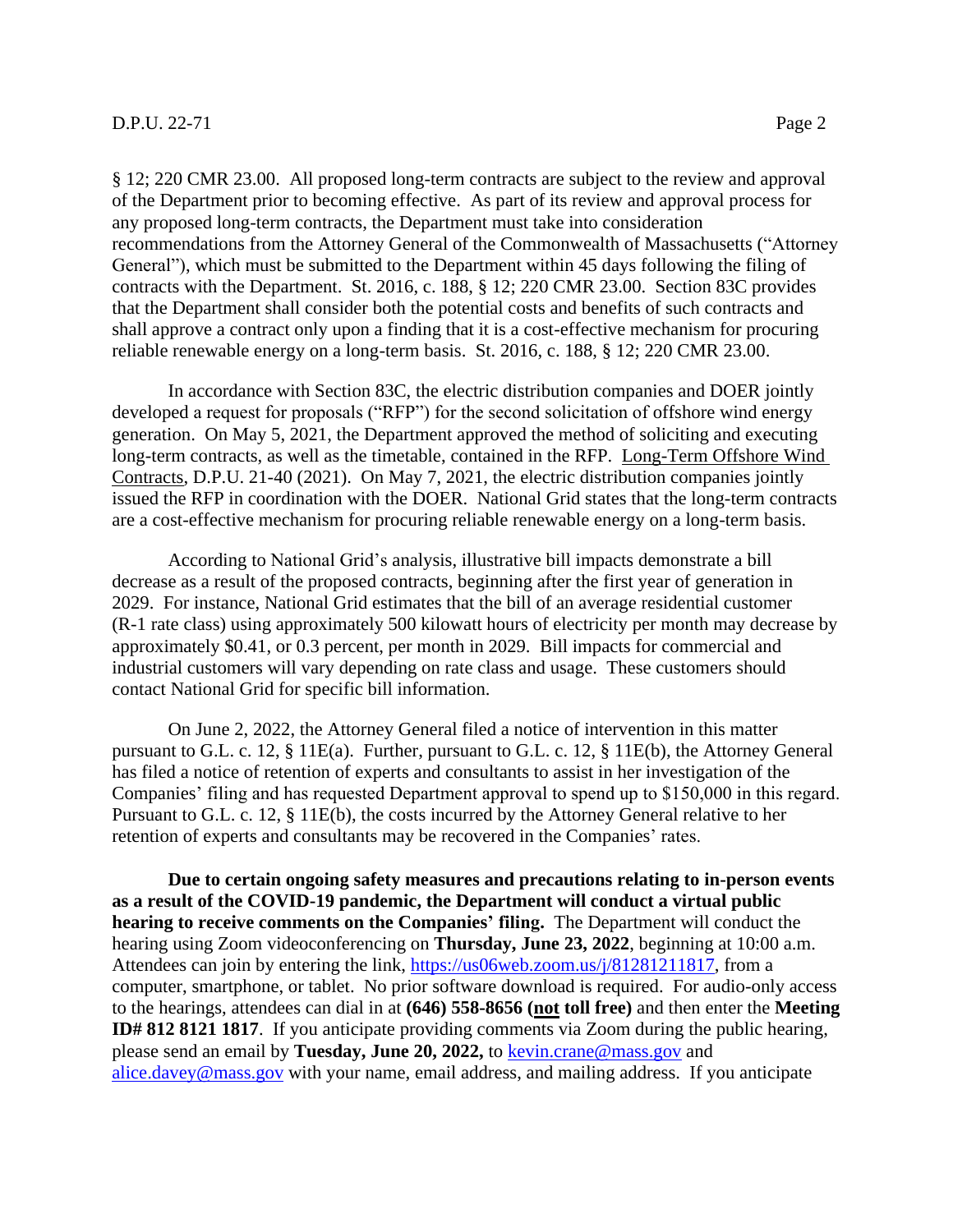§ 12; 220 CMR 23.00. All proposed long-term contracts are subject to the review and approval of the Department prior to becoming effective. As part of its review and approval process for any proposed long-term contracts, the Department must take into consideration recommendations from the Attorney General of the Commonwealth of Massachusetts ("Attorney General"), which must be submitted to the Department within 45 days following the filing of contracts with the Department. St. 2016, c. 188, § 12; 220 CMR 23.00. Section 83C provides that the Department shall consider both the potential costs and benefits of such contracts and shall approve a contract only upon a finding that it is a cost-effective mechanism for procuring reliable renewable energy on a long-term basis. St. 2016, c. 188, § 12; 220 CMR 23.00.

In accordance with Section 83C, the electric distribution companies and DOER jointly developed a request for proposals ("RFP") for the second solicitation of offshore wind energy generation. On May 5, 2021, the Department approved the method of soliciting and executing long-term contracts, as well as the timetable, contained in the RFP. Long-Term Offshore Wind Contracts, D.P.U. 21-40 (2021). On May 7, 2021, the electric distribution companies jointly issued the RFP in coordination with the DOER. National Grid states that the long-term contracts are a cost-effective mechanism for procuring reliable renewable energy on a long-term basis.

According to National Grid's analysis, illustrative bill impacts demonstrate a bill decrease as a result of the proposed contracts, beginning after the first year of generation in 2029. For instance, National Grid estimates that the bill of an average residential customer (R-1 rate class) using approximately 500 kilowatt hours of electricity per month may decrease by approximately $0.41, or 0.3 percent, per month in 2029. Bill impacts for commercial and industrial customers will vary depending on rate class and usage. These customers should contact National Grid for specific bill information.

On June 2, 2022, the Attorney General filed a notice of intervention in this matter pursuant to G.L. c. 12, § 11E(a). Further, pursuant to G.L. c. 12, § 11E(b), the Attorney General has filed a notice of retention of experts and consultants to assist in her investigation of the Companies' filing and has requested Department approval to spend up to $150,000 in this regard. Pursuant to G.L. c. 12, § 11E(b), the costs incurred by the Attorney General relative to her retention of experts and consultants may be recovered in the Companies' rates.

**Due to certain ongoing safety measures and precautions relating to in-person events as a result of the COVID-19 pandemic, the Department will conduct a virtual public hearing to receive comments on the Companies' filing.** The Department will conduct the hearing using Zoom videoconferencing on **Thursday, June 23, 2022**, beginning at 10:00 a.m. Attendees can join by entering the link, https://us06web.zoom.us/j/81281211817, from a computer, smartphone, or tablet. No prior software download is required. For audio-only access to the hearings, attendees can dial in at **(646) 558-8656 (not toll free)** and then enter the **Meeting ID# 812 8121 1817**. If you anticipate providing comments via Zoom during the public hearing, please send an email by **Tuesday, June 20, 2022,** to kevin.crane@mass.gov and alice.davey@mass.gov with your name, email address, and mailing address. If you anticipate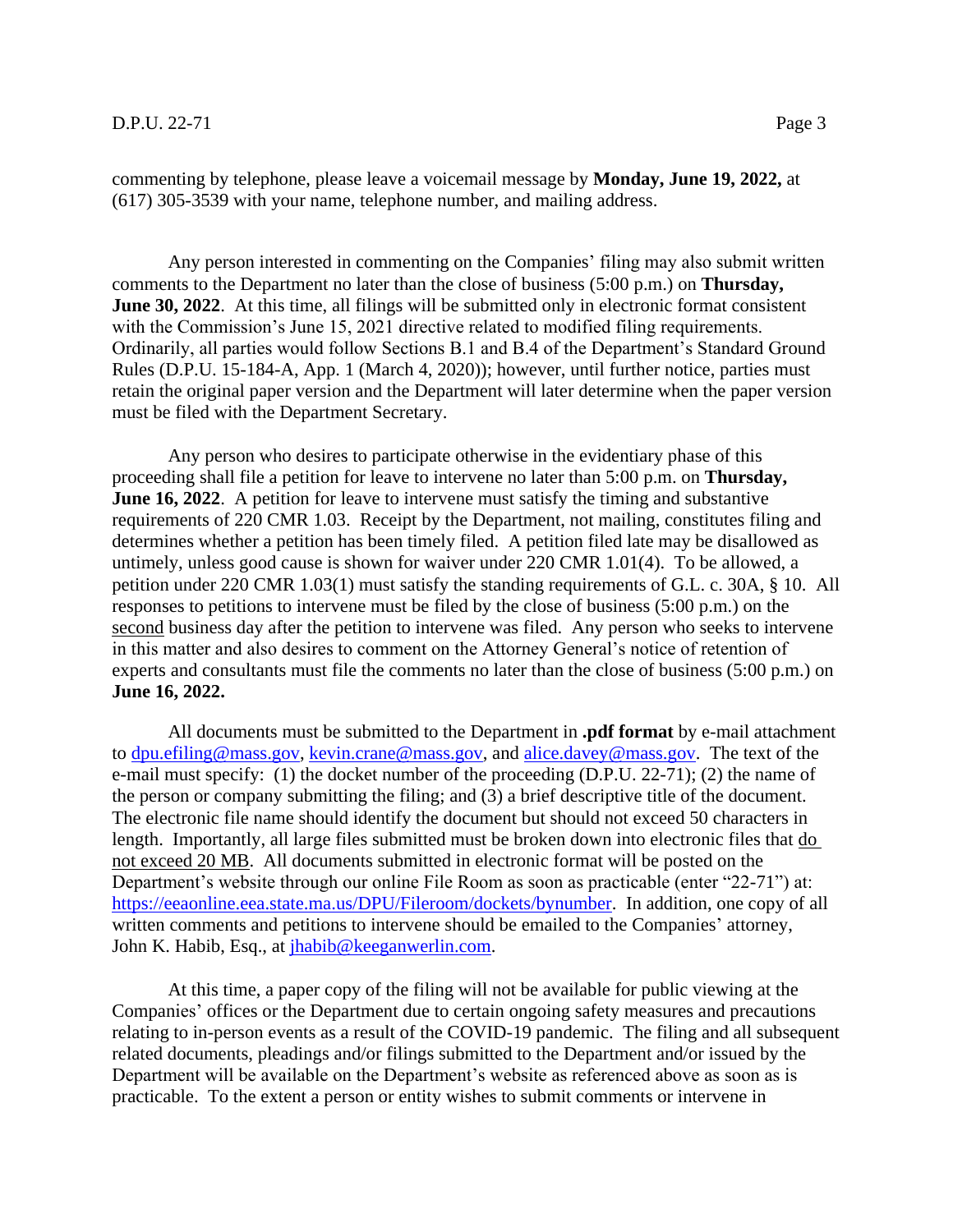commenting by telephone, please leave a voicemail message by **Monday, June 19, 2022,** at (617) 305-3539 with your name, telephone number, and mailing address.

Any person interested in commenting on the Companies' filing may also submit written comments to the Department no later than the close of business (5:00 p.m.) on **Thursday, June 30, 2022**. At this time, all filings will be submitted only in electronic format consistent with the Commission's June 15, 2021 directive related to modified filing requirements. Ordinarily, all parties would follow Sections B.1 and B.4 of the Department's Standard Ground Rules (D.P.U. 15-184-A, App. 1 (March 4, 2020)); however, until further notice, parties must retain the original paper version and the Department will later determine when the paper version must be filed with the Department Secretary.

Any person who desires to participate otherwise in the evidentiary phase of this proceeding shall file a petition for leave to intervene no later than 5:00 p.m. on **Thursday, June 16, 2022**. A petition for leave to intervene must satisfy the timing and substantive requirements of 220 CMR 1.03. Receipt by the Department, not mailing, constitutes filing and determines whether a petition has been timely filed. A petition filed late may be disallowed as untimely, unless good cause is shown for waiver under 220 CMR 1.01(4). To be allowed, a petition under 220 CMR 1.03(1) must satisfy the standing requirements of G.L. c. 30A, § 10. All responses to petitions to intervene must be filed by the close of business (5:00 p.m.) on the second business day after the petition to intervene was filed. Any person who seeks to intervene in this matter and also desires to comment on the Attorney General's notice of retention of experts and consultants must file the comments no later than the close of business (5:00 p.m.) on **June 16, 2022.**

All documents must be submitted to the Department in **.pdf format** by e-mail attachment to dpu.efiling@mass.gov, kevin.crane@mass.gov, and alice.davey@mass.gov. The text of the e-mail must specify: (1) the docket number of the proceeding (D.P.U. 22-71); (2) the name of the person or company submitting the filing; and (3) a brief descriptive title of the document. The electronic file name should identify the document but should not exceed 50 characters in length. Importantly, all large files submitted must be broken down into electronic files that do not exceed 20 MB. All documents submitted in electronic format will be posted on the Department's website through our online File Room as soon as practicable (enter "22-71") at: https://eeaonline.eea.state.ma.us/DPU/Fileroom/dockets/bynumber. In addition, one copy of all written comments and petitions to intervene should be emailed to the Companies' attorney, John K. Habib, Esq., at jhabib@keeganwerlin.com.

At this time, a paper copy of the filing will not be available for public viewing at the Companies' offices or the Department due to certain ongoing safety measures and precautions relating to in-person events as a result of the COVID-19 pandemic. The filing and all subsequent related documents, pleadings and/or filings submitted to the Department and/or issued by the Department will be available on the Department's website as referenced above as soon as is practicable. To the extent a person or entity wishes to submit comments or intervene in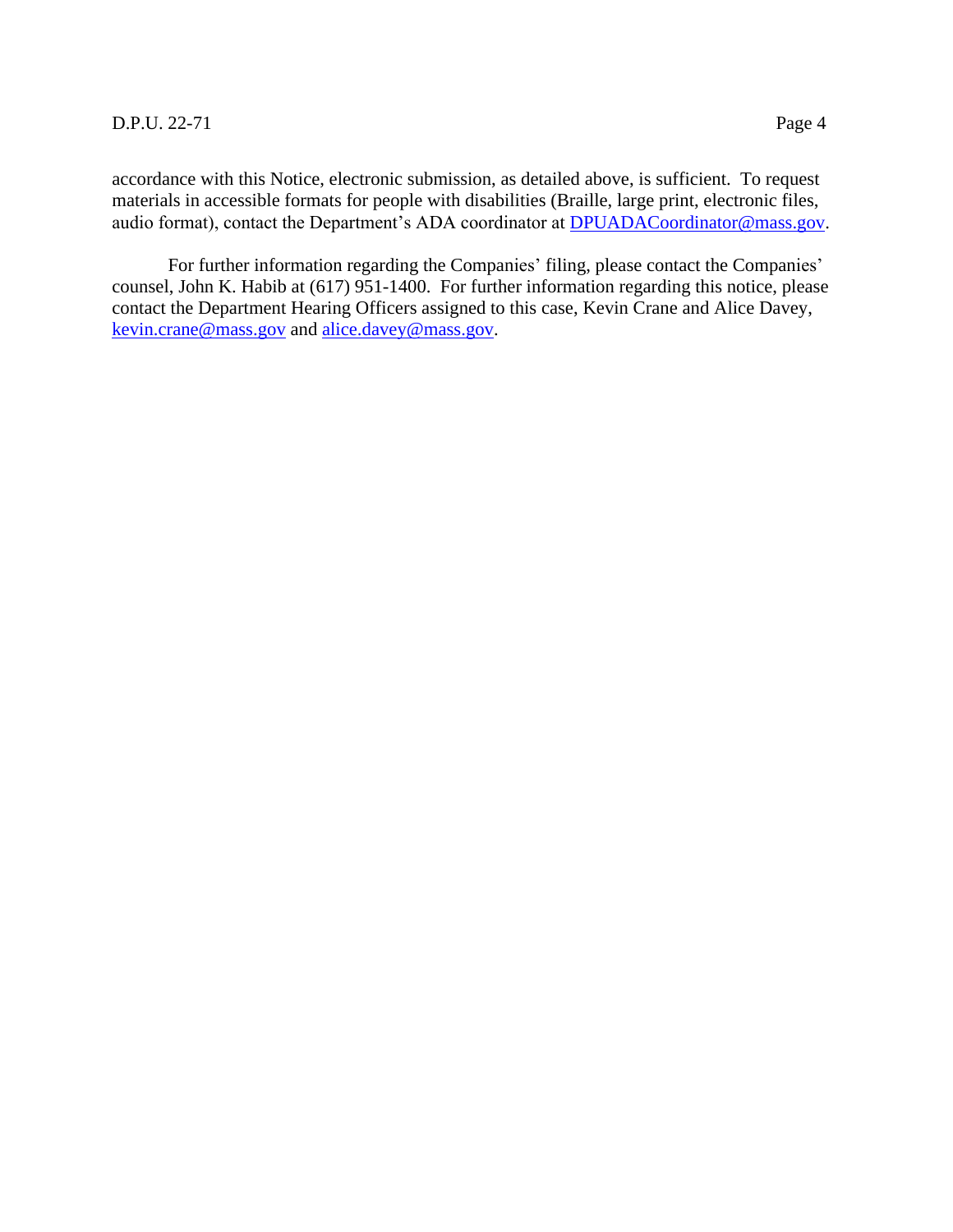accordance with this Notice, electronic submission, as detailed above, is sufficient. To request materials in accessible formats for people with disabilities (Braille, large print, electronic files, audio format), contact the Department's ADA coordinator at DPUADACoordinator@mass.gov.

For further information regarding the Companies' filing, please contact the Companies' counsel, John K. Habib at (617) 951-1400. For further information regarding this notice, please contact the Department Hearing Officers assigned to this case, Kevin Crane and Alice Davey, kevin.crane@mass.gov and alice.davey@mass.gov.